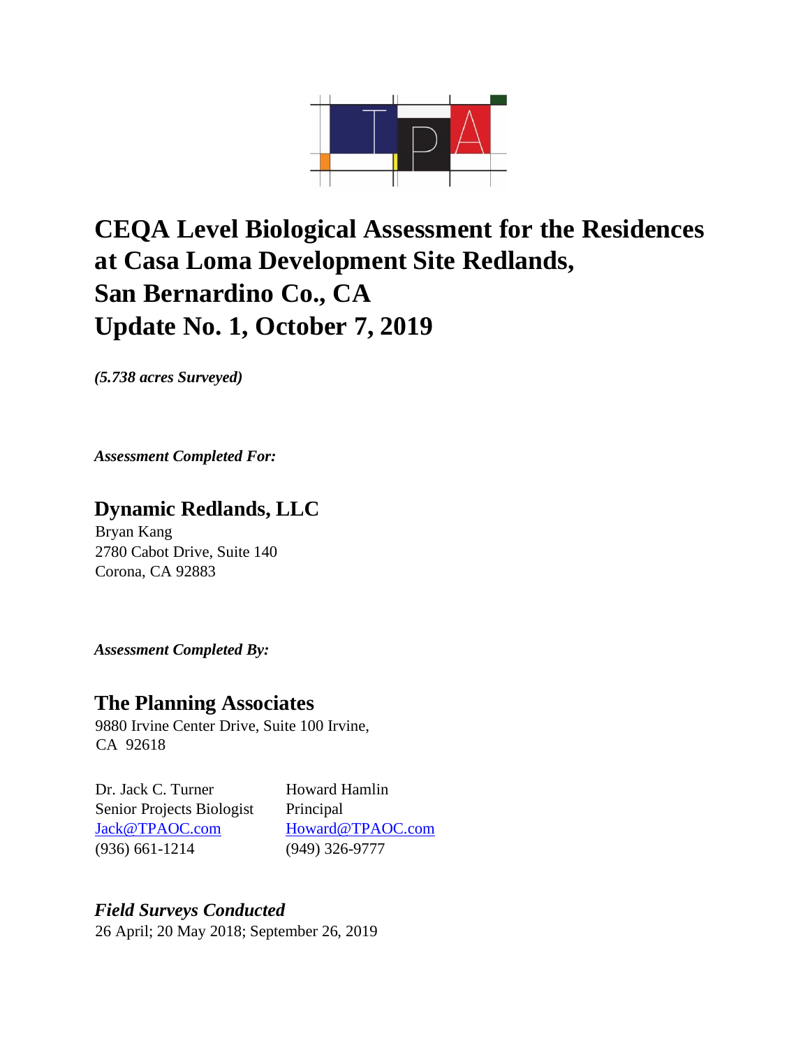# CEQA Level Biological Assessment for the Residences at Casa Loma Development Site Redlands, San Bernardino Co., CA
# Update No. 1, October 7, 2019

***(5.738 acres Surveyed)***

***Assessment Completed For:***

## Dynamic Redlands, LLC

Bryan Kang
2780 Cabot Drive, Suite 140
Corona, CA 92883

***Assessment Completed By:***

## The Planning Associates

9880 Irvine Center Drive, Suite 100 Irvine,
CA 92618

| Dr. Jack C. Turner | Howard Hamlin |
| --- | --- |
| Senior Projects Biologist | Principal |
| Jack@TPAOC.com | Howard@TPAOC.com |
| (936) 661-1214 | (949) 326-9777 |

### *Field Surveys Conducted*

26 April; 20 May 2018; September 26, 2019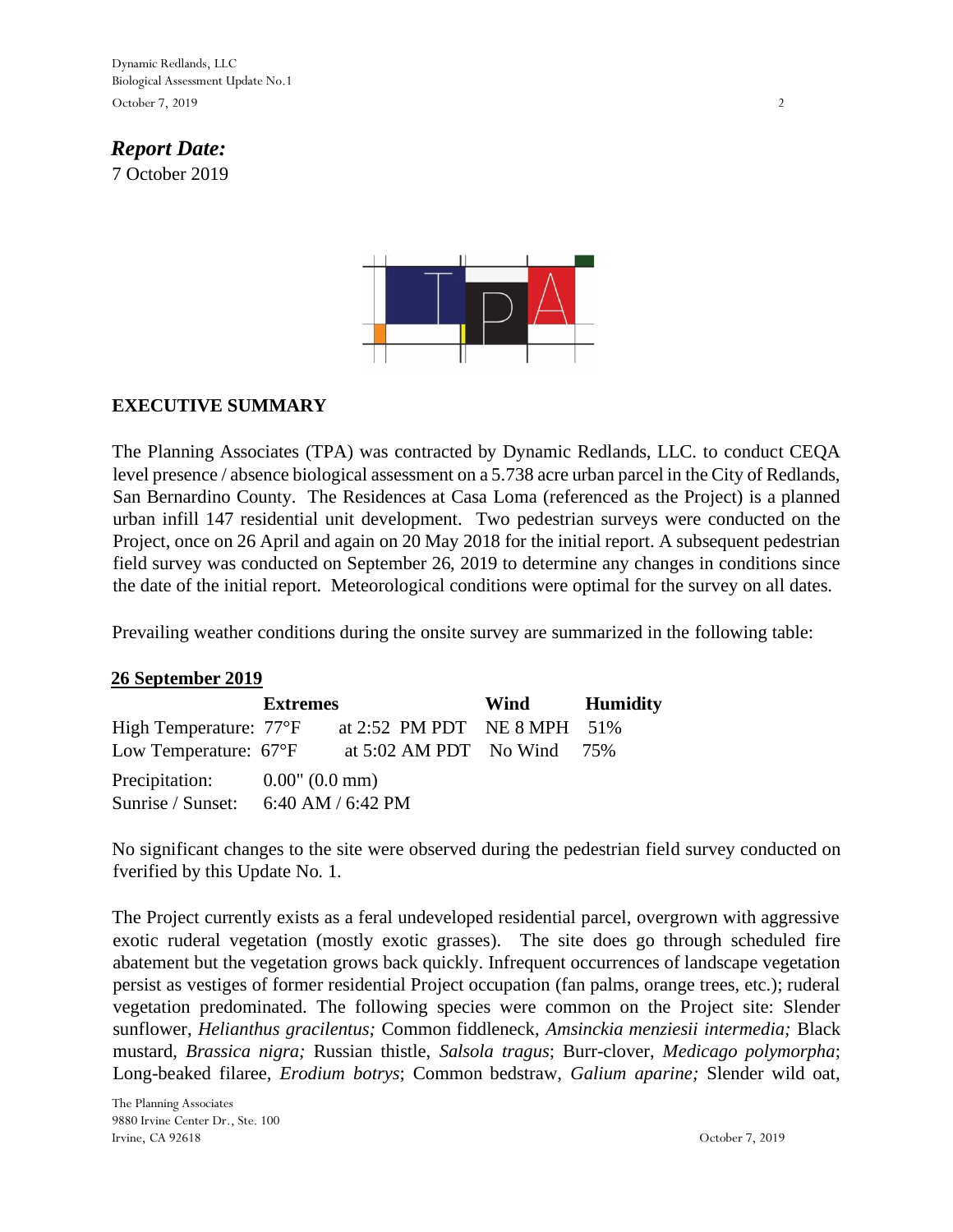***Report Date:***
7 October 2019

## EXECUTIVE SUMMARY

The Planning Associates (TPA) was contracted by Dynamic Redlands, LLC. to conduct CEQA level presence / absence biological assessment on a 5.738 acre urban parcel in the City of Redlands, San Bernardino County. The Residences at Casa Loma (referenced as the Project) is a planned urban infill 147 residential unit development. Two pedestrian surveys were conducted on the Project, once on 26 April and again on 20 May 2018 for the initial report. A subsequent pedestrian field survey was conducted on September 26, 2019 to determine any changes in conditions since the date of the initial report. Meteorological conditions were optimal for the survey on all dates.

Prevailing weather conditions during the onsite survey are summarized in the following table:

**26 September 2019**

| | Extremes | | Wind | Humidity |
|---|---|---|---|---|
| High Temperature: | 77°F | at 2:52 PM PDT | NE 8 MPH | 51% |
| Low Temperature: | 67°F | at 5:02 AM PDT | No Wind | 75% |
| Precipitation: | 0.00" (0.0 mm) | | | |
| Sunrise / Sunset: | 6:40 AM / 6:42 PM | | | |

No significant changes to the site were observed during the pedestrian field survey conducted on fverified by this Update No. 1.

The Project currently exists as a feral undeveloped residential parcel, overgrown with aggressive exotic ruderal vegetation (mostly exotic grasses). The site does go through scheduled fire abatement but the vegetation grows back quickly. Infrequent occurrences of landscape vegetation persist as vestiges of former residential Project occupation (fan palms, orange trees, etc.); ruderal vegetation predominated. The following species were common on the Project site: Slender sunflower, *Helianthus gracilentus;* Common fiddleneck, *Amsinckia menziesii intermedia;* Black mustard, *Brassica nigra;* Russian thistle, *Salsola tragus*; Burr-clover, *Medicago polymorpha*; Long-beaked filaree, *Erodium botrys*; Common bedstraw, *Galium aparine;* Slender wild oat,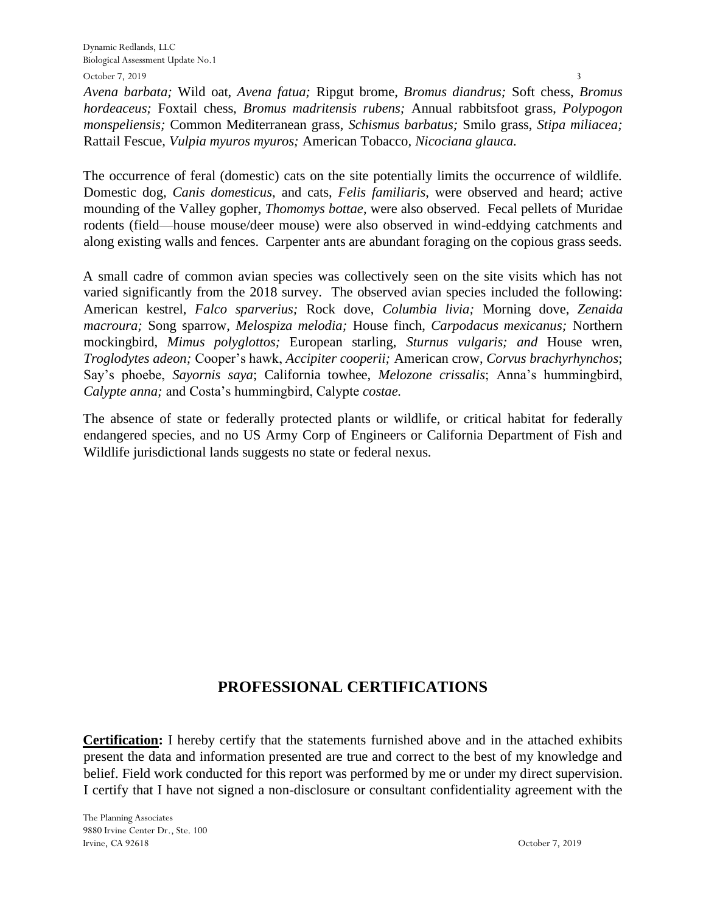*Avena barbata;* Wild oat, *Avena fatua;* Ripgut brome, *Bromus diandrus;* Soft chess, *Bromus hordeaceus;* Foxtail chess, *Bromus madritensis rubens;* Annual rabbitsfoot grass, *Polypogon monspeliensis;* Common Mediterranean grass, *Schismus barbatus;* Smilo grass, *Stipa miliacea;* Rattail Fescue, *Vulpia myuros myuros;* American Tobacco, *Nicociana glauca.*

The occurrence of feral (domestic) cats on the site potentially limits the occurrence of wildlife. Domestic dog, *Canis domesticus*, and cats, *Felis familiaris*, were observed and heard; active mounding of the Valley gopher, *Thomomys bottae*, were also observed. Fecal pellets of Muridae rodents (field—house mouse/deer mouse) were also observed in wind-eddying catchments and along existing walls and fences. Carpenter ants are abundant foraging on the copious grass seeds.

A small cadre of common avian species was collectively seen on the site visits which has not varied significantly from the 2018 survey. The observed avian species included the following: American kestrel, *Falco sparverius;* Rock dove, *Columbia livia;* Morning dove, *Zenaida macroura;* Song sparrow, *Melospiza melodia;* House finch, *Carpodacus mexicanus;* Northern mockingbird, *Mimus polyglottos;* European starling, *Sturnus vulgaris; and* House wren, *Troglodytes adeon;* Cooper's hawk, *Accipiter cooperii;* American crow, *Corvus brachyrhynchos*; Say's phoebe, *Sayornis saya*; California towhee, *Melozone crissalis*; Anna's hummingbird, *Calypte anna;* and Costa's hummingbird, Calypte *costae.*

The absence of state or federally protected plants or wildlife, or critical habitat for federally endangered species, and no US Army Corp of Engineers or California Department of Fish and Wildlife jurisdictional lands suggests no state or federal nexus.

## PROFESSIONAL CERTIFICATIONS

**Certification:** I hereby certify that the statements furnished above and in the attached exhibits present the data and information presented are true and correct to the best of my knowledge and belief. Field work conducted for this report was performed by me or under my direct supervision. I certify that I have not signed a non-disclosure or consultant confidentiality agreement with the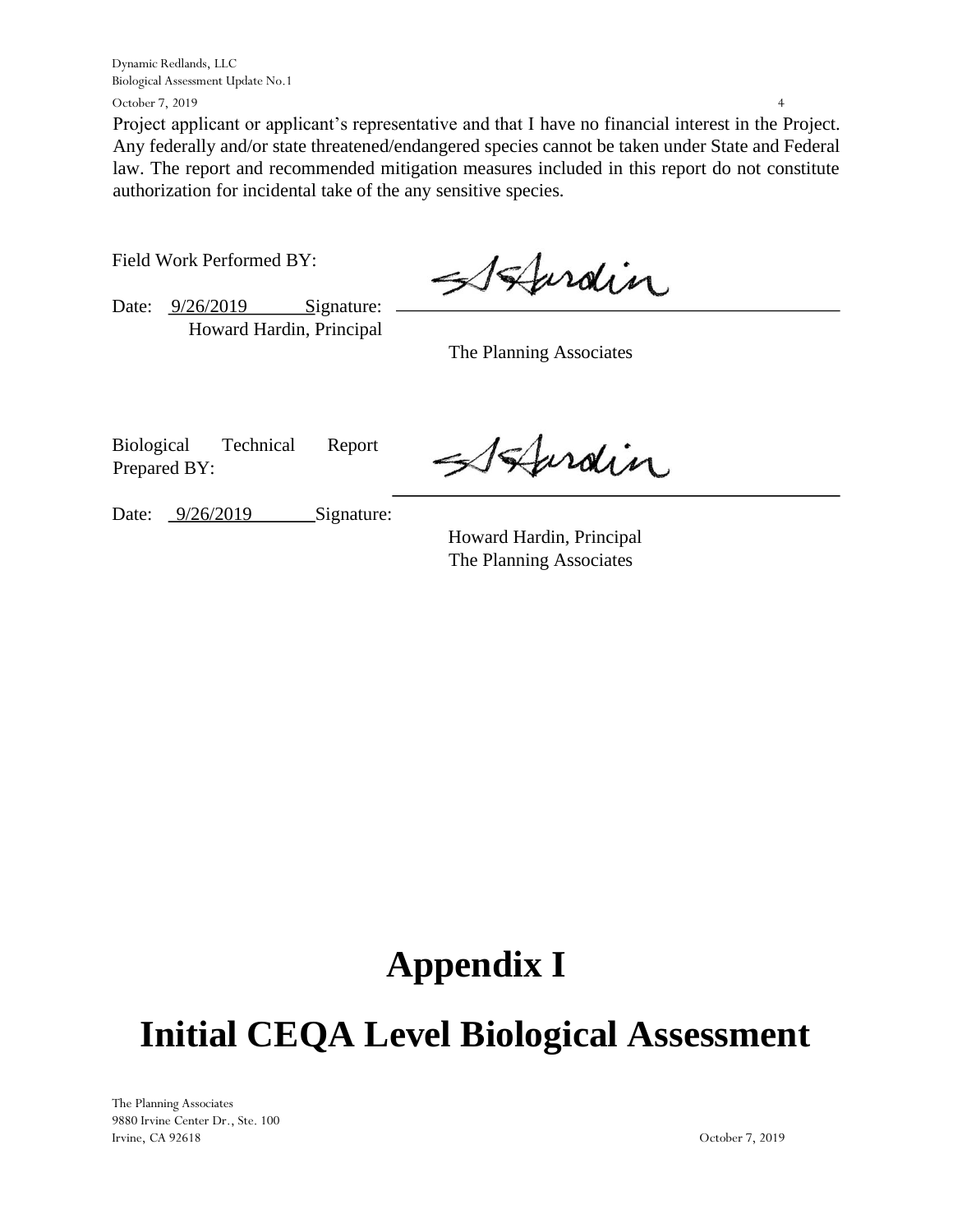Project applicant or applicant's representative and that I have no financial interest in the Project. Any federally and/or state threatened/endangered species cannot be taken under State and Federal law. The report and recommended mitigation measures included in this report do not constitute authorization for incidental take of the any sensitive species.

Field Work Performed BY:

Date: 9/26/2019 Signature: ______________________
Howard Hardin, Principal
The Planning Associates

Biological Technical Report Prepared BY:

Date: 9/26/2019 Signature: ______________________
Howard Hardin, Principal
The Planning Associates

# Appendix I

# Initial CEQA Level Biological Assessment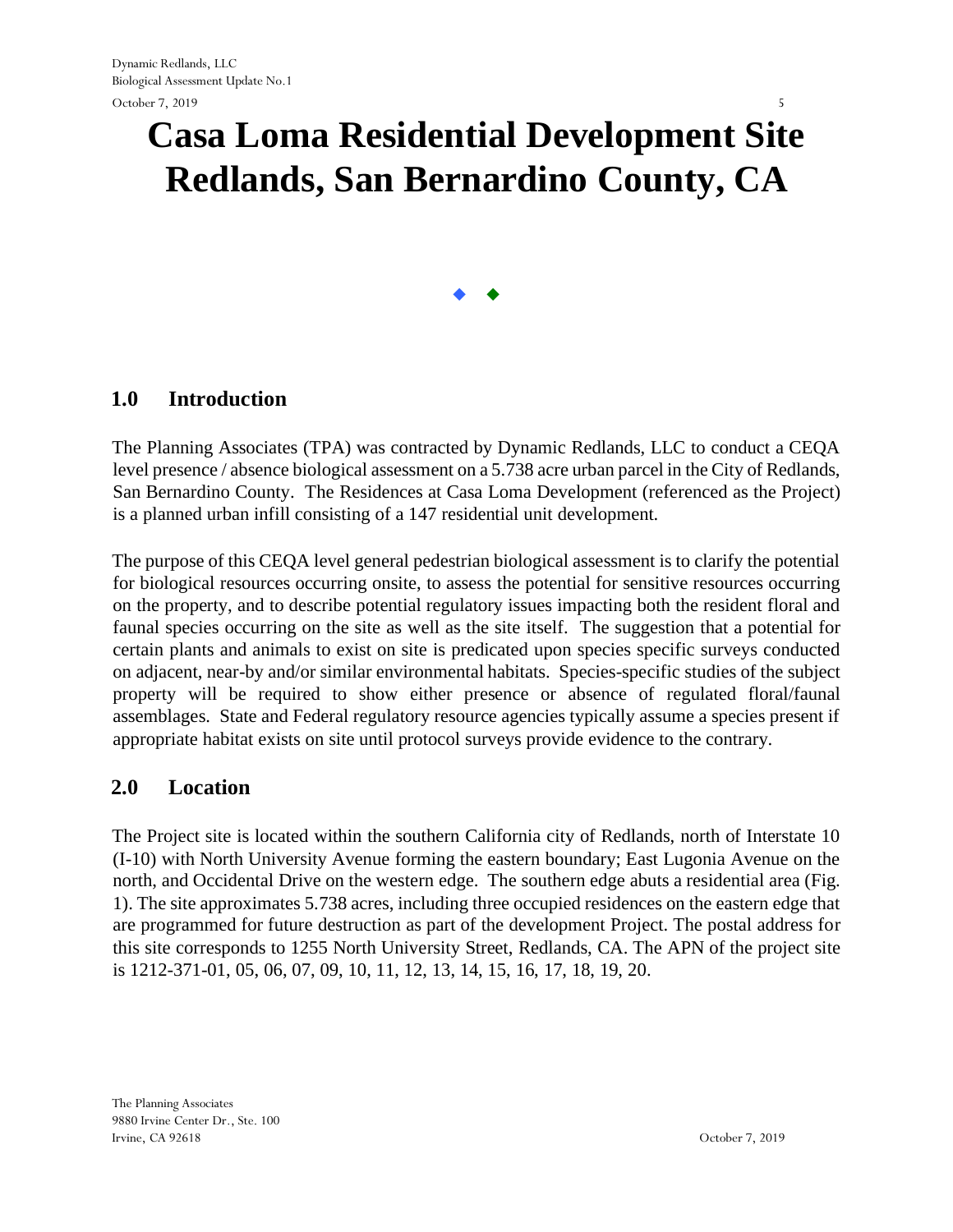# Casa Loma Residential Development Site
# Redlands, San Bernardino County, CA

◆ ◆

## 1.0 Introduction

The Planning Associates (TPA) was contracted by Dynamic Redlands, LLC to conduct a CEQA level presence / absence biological assessment on a 5.738 acre urban parcel in the City of Redlands, San Bernardino County. The Residences at Casa Loma Development (referenced as the Project) is a planned urban infill consisting of a 147 residential unit development.

The purpose of this CEQA level general pedestrian biological assessment is to clarify the potential for biological resources occurring onsite, to assess the potential for sensitive resources occurring on the property, and to describe potential regulatory issues impacting both the resident floral and faunal species occurring on the site as well as the site itself. The suggestion that a potential for certain plants and animals to exist on site is predicated upon species specific surveys conducted on adjacent, near-by and/or similar environmental habitats. Species-specific studies of the subject property will be required to show either presence or absence of regulated floral/faunal assemblages. State and Federal regulatory resource agencies typically assume a species present if appropriate habitat exists on site until protocol surveys provide evidence to the contrary.

## 2.0 Location

The Project site is located within the southern California city of Redlands, north of Interstate 10 (I-10) with North University Avenue forming the eastern boundary; East Lugonia Avenue on the north, and Occidental Drive on the western edge. The southern edge abuts a residential area (Fig. 1). The site approximates 5.738 acres, including three occupied residences on the eastern edge that are programmed for future destruction as part of the development Project. The postal address for this site corresponds to 1255 North University Street, Redlands, CA. The APN of the project site is 1212-371-01, 05, 06, 07, 09, 10, 11, 12, 13, 14, 15, 16, 17, 18, 19, 20.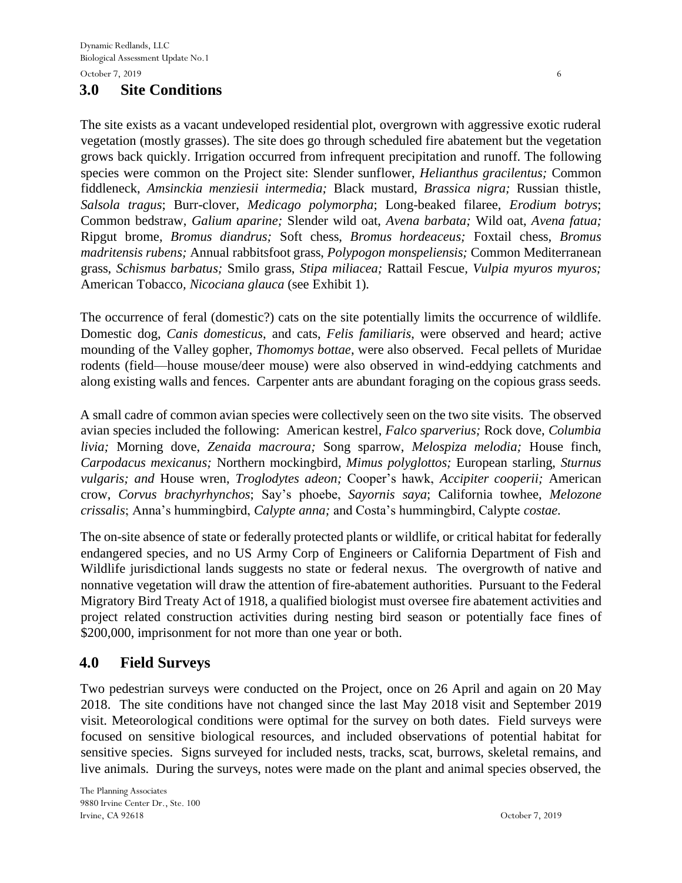## 3.0 Site Conditions

The site exists as a vacant undeveloped residential plot, overgrown with aggressive exotic ruderal vegetation (mostly grasses). The site does go through scheduled fire abatement but the vegetation grows back quickly. Irrigation occurred from infrequent precipitation and runoff. The following species were common on the Project site: Slender sunflower, *Helianthus gracilentus;* Common fiddleneck, *Amsinckia menziesii intermedia;* Black mustard, *Brassica nigra;* Russian thistle, *Salsola tragus*; Burr-clover, *Medicago polymorpha*; Long-beaked filaree, *Erodium botrys*; Common bedstraw, *Galium aparine;* Slender wild oat, *Avena barbata;* Wild oat, *Avena fatua;* Ripgut brome, *Bromus diandrus;* Soft chess, *Bromus hordeaceus;* Foxtail chess, *Bromus madritensis rubens;* Annual rabbitsfoot grass, *Polypogon monspeliensis;* Common Mediterranean grass, *Schismus barbatus;* Smilo grass, *Stipa miliacea;* Rattail Fescue, *Vulpia myuros myuros;* American Tobacco, *Nicociana glauca* (see Exhibit 1).

The occurrence of feral (domestic?) cats on the site potentially limits the occurrence of wildlife. Domestic dog, *Canis domesticus*, and cats, *Felis familiaris*, were observed and heard; active mounding of the Valley gopher, *Thomomys bottae*, were also observed. Fecal pellets of Muridae rodents (field—house mouse/deer mouse) were also observed in wind-eddying catchments and along existing walls and fences. Carpenter ants are abundant foraging on the copious grass seeds.

A small cadre of common avian species were collectively seen on the two site visits. The observed avian species included the following: American kestrel, *Falco sparverius;* Rock dove, *Columbia livia;* Morning dove, *Zenaida macroura;* Song sparrow, *Melospiza melodia;* House finch, *Carpodacus mexicanus;* Northern mockingbird, *Mimus polyglottos;* European starling, *Sturnus vulgaris; and* House wren, *Troglodytes adeon;* Cooper's hawk, *Accipiter cooperii;* American crow, *Corvus brachyrhynchos*; Say's phoebe, *Sayornis saya*; California towhee, *Melozone crissalis*; Anna's hummingbird, *Calypte anna;* and Costa's hummingbird, Calypte *costae.*

The on-site absence of state or federally protected plants or wildlife, or critical habitat for federally endangered species, and no US Army Corp of Engineers or California Department of Fish and Wildlife jurisdictional lands suggests no state or federal nexus. The overgrowth of native and nonnative vegetation will draw the attention of fire-abatement authorities. Pursuant to the Federal Migratory Bird Treaty Act of 1918, a qualified biologist must oversee fire abatement activities and project related construction activities during nesting bird season or potentially face fines of $200,000, imprisonment for not more than one year or both.

## 4.0 Field Surveys

Two pedestrian surveys were conducted on the Project, once on 26 April and again on 20 May 2018. The site conditions have not changed since the last May 2018 visit and September 2019 visit. Meteorological conditions were optimal for the survey on both dates. Field surveys were focused on sensitive biological resources, and included observations of potential habitat for sensitive species. Signs surveyed for included nests, tracks, scat, burrows, skeletal remains, and live animals. During the surveys, notes were made on the plant and animal species observed, the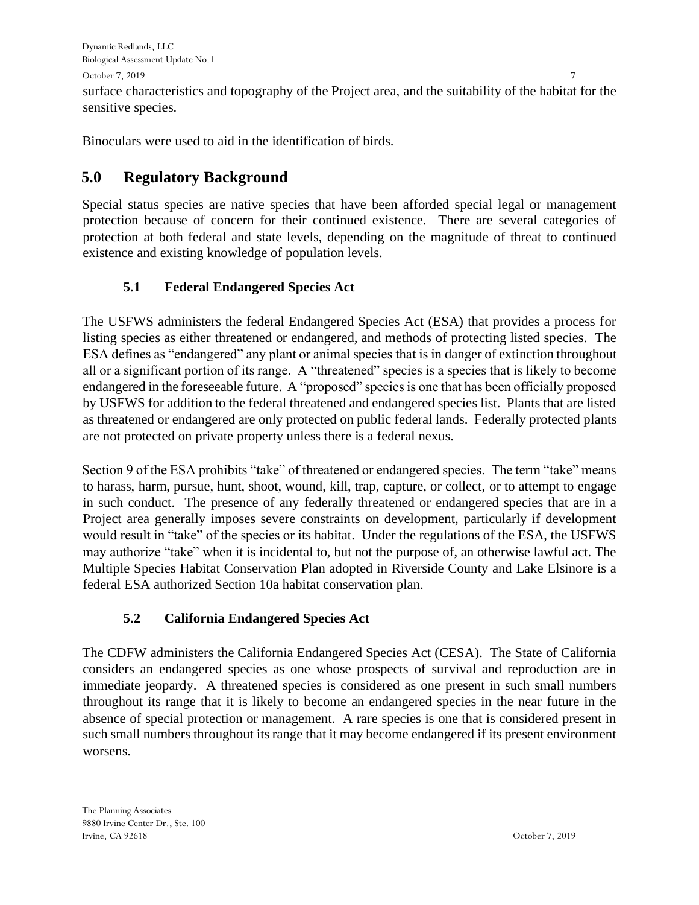surface characteristics and topography of the Project area, and the suitability of the habitat for the sensitive species.

Binoculars were used to aid in the identification of birds.

# 5.0 Regulatory Background

Special status species are native species that have been afforded special legal or management protection because of concern for their continued existence. There are several categories of protection at both federal and state levels, depending on the magnitude of threat to continued existence and existing knowledge of population levels.

## 5.1 Federal Endangered Species Act

The USFWS administers the federal Endangered Species Act (ESA) that provides a process for listing species as either threatened or endangered, and methods of protecting listed species. The ESA defines as "endangered" any plant or animal species that is in danger of extinction throughout all or a significant portion of its range. A "threatened" species is a species that is likely to become endangered in the foreseeable future. A "proposed" species is one that has been officially proposed by USFWS for addition to the federal threatened and endangered species list. Plants that are listed as threatened or endangered are only protected on public federal lands. Federally protected plants are not protected on private property unless there is a federal nexus.

Section 9 of the ESA prohibits "take" of threatened or endangered species. The term "take" means to harass, harm, pursue, hunt, shoot, wound, kill, trap, capture, or collect, or to attempt to engage in such conduct. The presence of any federally threatened or endangered species that are in a Project area generally imposes severe constraints on development, particularly if development would result in "take" of the species or its habitat. Under the regulations of the ESA, the USFWS may authorize "take" when it is incidental to, but not the purpose of, an otherwise lawful act. The Multiple Species Habitat Conservation Plan adopted in Riverside County and Lake Elsinore is a federal ESA authorized Section 10a habitat conservation plan.

## 5.2 California Endangered Species Act

The CDFW administers the California Endangered Species Act (CESA). The State of California considers an endangered species as one whose prospects of survival and reproduction are in immediate jeopardy. A threatened species is considered as one present in such small numbers throughout its range that it is likely to become an endangered species in the near future in the absence of special protection or management. A rare species is one that is considered present in such small numbers throughout its range that it may become endangered if its present environment worsens.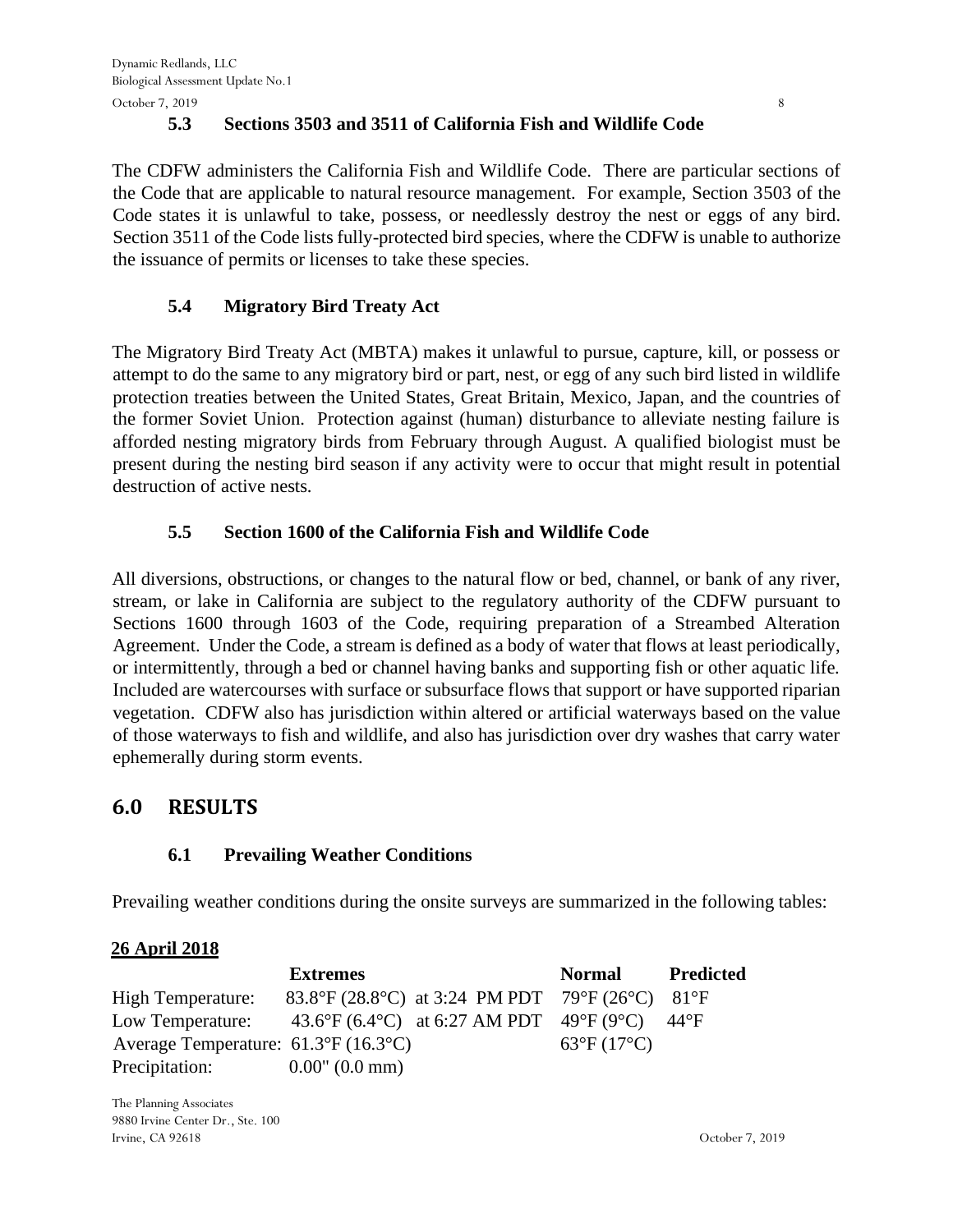### 5.3 Sections 3503 and 3511 of California Fish and Wildlife Code

The CDFW administers the California Fish and Wildlife Code. There are particular sections of the Code that are applicable to natural resource management. For example, Section 3503 of the Code states it is unlawful to take, possess, or needlessly destroy the nest or eggs of any bird. Section 3511 of the Code lists fully-protected bird species, where the CDFW is unable to authorize the issuance of permits or licenses to take these species.

### 5.4 Migratory Bird Treaty Act

The Migratory Bird Treaty Act (MBTA) makes it unlawful to pursue, capture, kill, or possess or attempt to do the same to any migratory bird or part, nest, or egg of any such bird listed in wildlife protection treaties between the United States, Great Britain, Mexico, Japan, and the countries of the former Soviet Union. Protection against (human) disturbance to alleviate nesting failure is afforded nesting migratory birds from February through August. A qualified biologist must be present during the nesting bird season if any activity were to occur that might result in potential destruction of active nests.

### 5.5 Section 1600 of the California Fish and Wildlife Code

All diversions, obstructions, or changes to the natural flow or bed, channel, or bank of any river, stream, or lake in California are subject to the regulatory authority of the CDFW pursuant to Sections 1600 through 1603 of the Code, requiring preparation of a Streambed Alteration Agreement. Under the Code, a stream is defined as a body of water that flows at least periodically, or intermittently, through a bed or channel having banks and supporting fish or other aquatic life. Included are watercourses with surface or subsurface flows that support or have supported riparian vegetation. CDFW also has jurisdiction within altered or artificial waterways based on the value of those waterways to fish and wildlife, and also has jurisdiction over dry washes that carry water ephemerally during storm events.

## 6.0 RESULTS

### 6.1 Prevailing Weather Conditions

Prevailing weather conditions during the onsite surveys are summarized in the following tables:

**26 April 2018**

| | Extremes | Normal | Predicted |
|---|---|---|---|
| High Temperature: | 83.8°F (28.8°C) at 3:24 PM PDT | 79°F (26°C) | 81°F |
| Low Temperature: | 43.6°F (6.4°C) at 6:27 AM PDT | 49°F (9°C) | 44°F |
| Average Temperature: | 61.3°F (16.3°C) | 63°F (17°C) | |
| Precipitation: | 0.00" (0.0 mm) | | |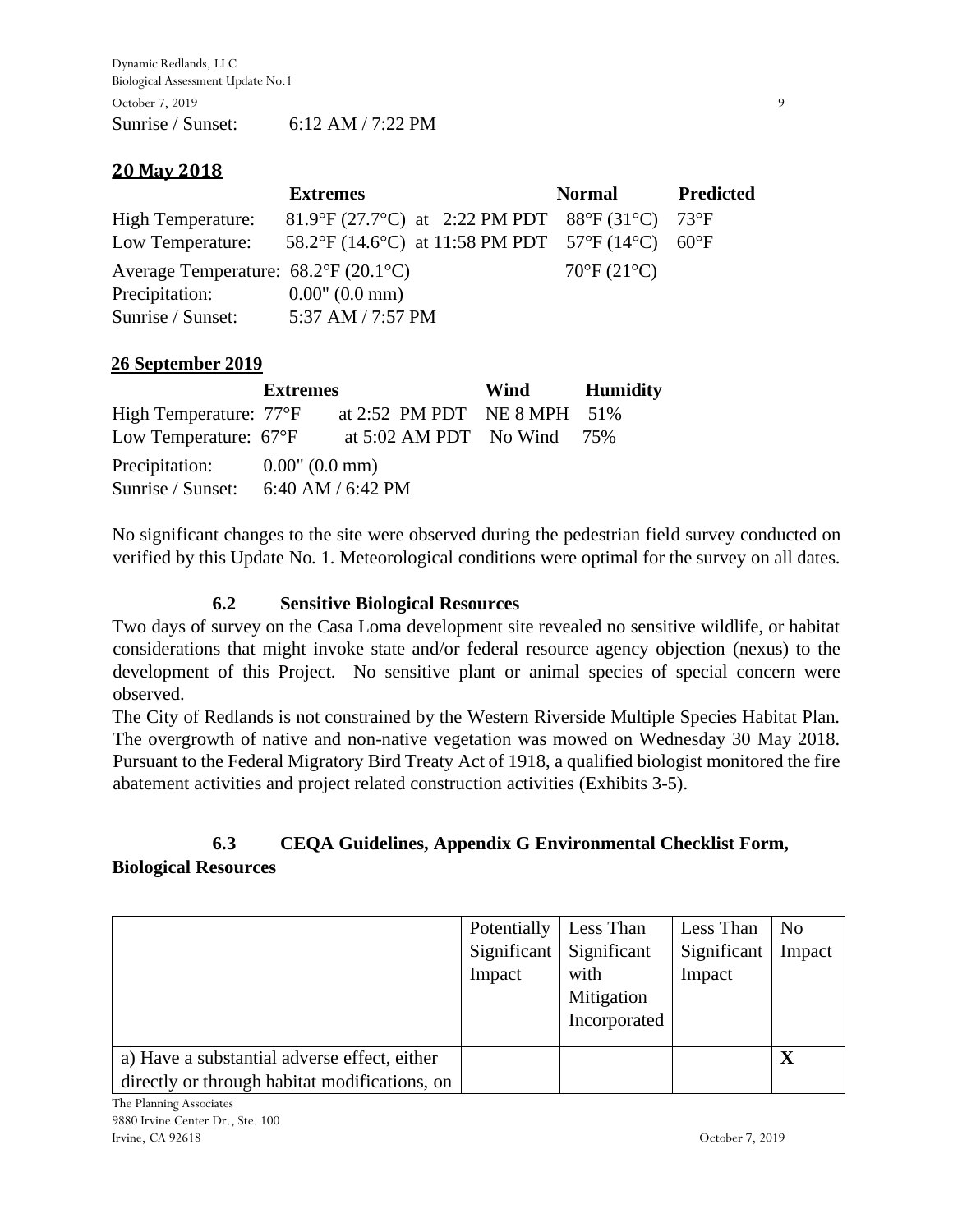Sunrise / Sunset: 6:12 AM / 7:22 PM

**20 May 2018**

| | Extremes | Normal | Predicted |
|---|---|---|---|
| High Temperature: | 81.9°F (27.7°C) at 2:22 PM PDT | 88°F (31°C) | 73°F |
| Low Temperature: | 58.2°F (14.6°C) at 11:58 PM PDT | 57°F (14°C) | 60°F |
| Average Temperature: | 68.2°F (20.1°C) | 70°F (21°C) | |
| Precipitation: | 0.00" (0.0 mm) | | |
| Sunrise / Sunset: | 5:37 AM / 7:57 PM | | |

**26 September 2019**

| | Extremes | | Wind | Humidity |
|---|---|---|---|---|
| High Temperature: | 77°F | at 2:52 PM PDT | NE 8 MPH | 51% |
| Low Temperature: | 67°F | at 5:02 AM PDT | No Wind | 75% |
| Precipitation: | 0.00" (0.0 mm) | | | |
| Sunrise / Sunset: | 6:40 AM / 6:42 PM | | | |

No significant changes to the site were observed during the pedestrian field survey conducted on verified by this Update No. 1. Meteorological conditions were optimal for the survey on all dates.

### 6.2 Sensitive Biological Resources

Two days of survey on the Casa Loma development site revealed no sensitive wildlife, or habitat considerations that might invoke state and/or federal resource agency objection (nexus) to the development of this Project. No sensitive plant or animal species of special concern were observed.

The City of Redlands is not constrained by the Western Riverside Multiple Species Habitat Plan. The overgrowth of native and non-native vegetation was mowed on Wednesday 30 May 2018. Pursuant to the Federal Migratory Bird Treaty Act of 1918, a qualified biologist monitored the fire abatement activities and project related construction activities (Exhibits 3-5).

### 6.3 CEQA Guidelines, Appendix G Environmental Checklist Form, Biological Resources

| | Potentially Significant Impact | Less Than Significant with Mitigation Incorporated | Less Than Significant Impact | No Impact |
|---|---|---|---|---|
| a) Have a substantial adverse effect, either directly or through habitat modifications, on | | | | **X** |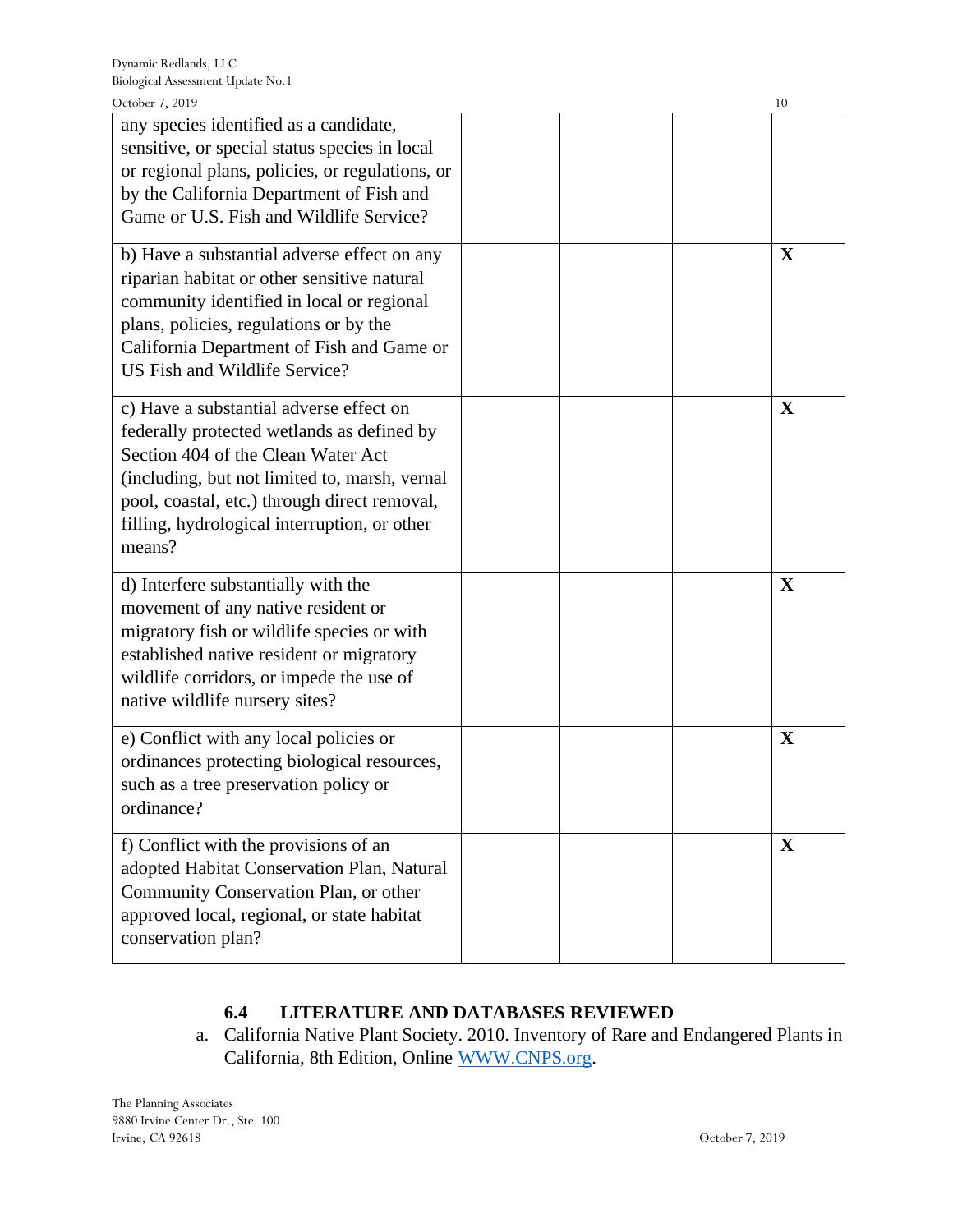| | | | | |
|---|---|---|---|---|
| any species identified as a candidate, sensitive, or special status species in local or regional plans, policies, or regulations, or by the California Department of Fish and Game or U.S. Fish and Wildlife Service? | | | | |
| b) Have a substantial adverse effect on any riparian habitat or other sensitive natural community identified in local or regional plans, policies, regulations or by the California Department of Fish and Game or US Fish and Wildlife Service? | | | | **X** |
| c) Have a substantial adverse effect on federally protected wetlands as defined by Section 404 of the Clean Water Act (including, but not limited to, marsh, vernal pool, coastal, etc.) through direct removal, filling, hydrological interruption, or other means? | | | | **X** |
| d) Interfere substantially with the movement of any native resident or migratory fish or wildlife species or with established native resident or migratory wildlife corridors, or impede the use of native wildlife nursery sites? | | | | **X** |
| e) Conflict with any local policies or ordinances protecting biological resources, such as a tree preservation policy or ordinance? | | | | **X** |
| f) Conflict with the provisions of an adopted Habitat Conservation Plan, Natural Community Conservation Plan, or other approved local, regional, or state habitat conservation plan? | | | | **X** |

### 6.4 LITERATURE AND DATABASES REVIEWED

a. California Native Plant Society. 2010. Inventory of Rare and Endangered Plants in California, 8th Edition, Online WWW.CNPS.org.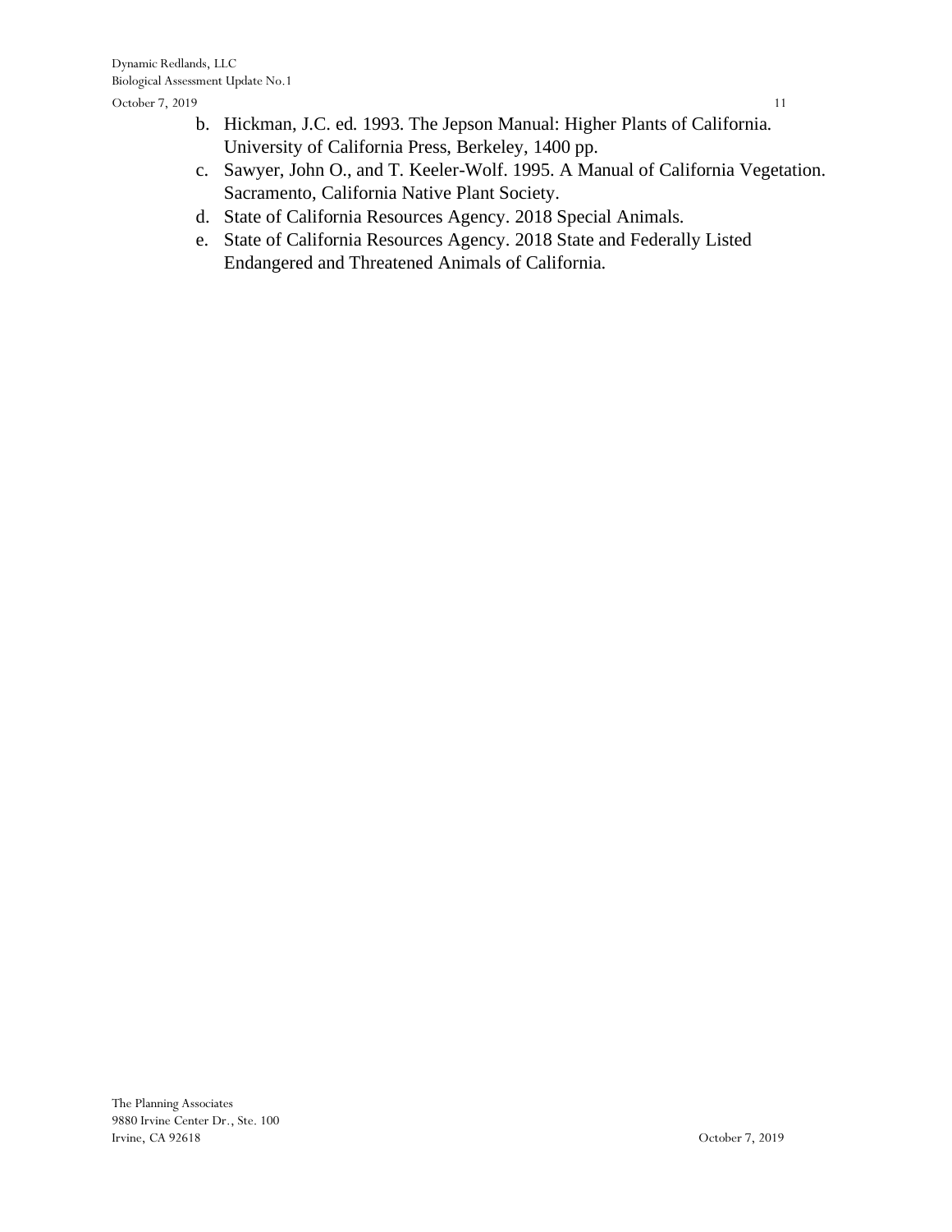b. Hickman, J.C. ed. 1993. The Jepson Manual: Higher Plants of California. University of California Press, Berkeley, 1400 pp.
c. Sawyer, John O., and T. Keeler-Wolf. 1995. A Manual of California Vegetation. Sacramento, California Native Plant Society.
d. State of California Resources Agency. 2018 Special Animals.
e. State of California Resources Agency. 2018 State and Federally Listed Endangered and Threatened Animals of California.